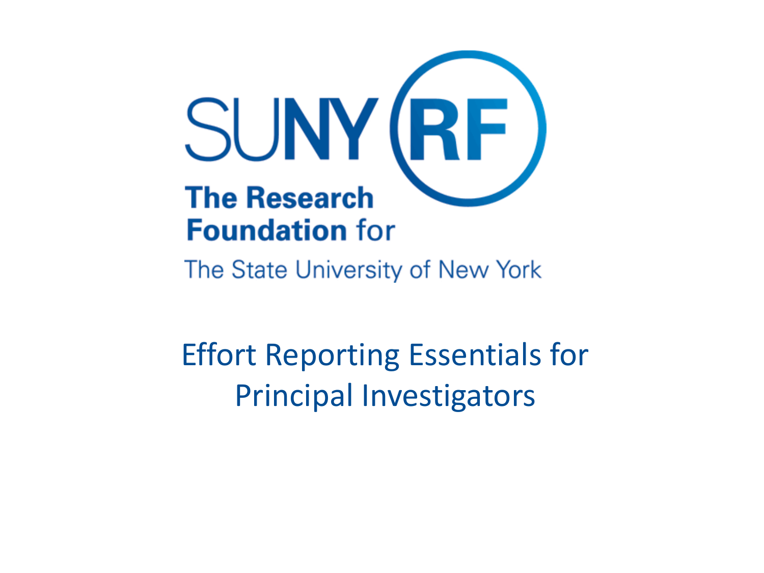SUNY RF

The Research Foundation for

The State University of New York

# Effort Reporting Essentials for Principal Investigators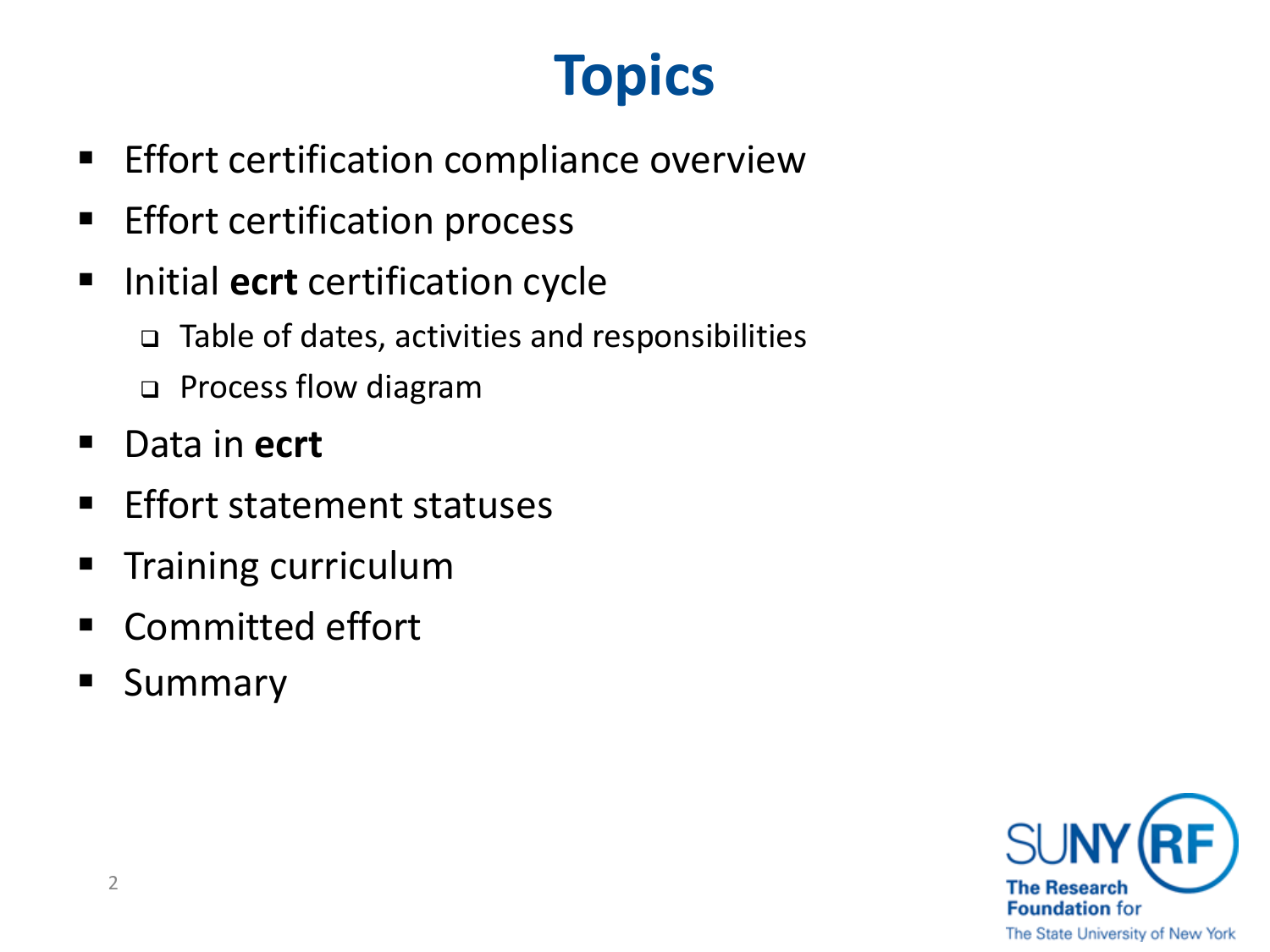# Topics

- Effort certification compliance overview
- Effort certification process
- Initial **ecrt** certification cycle
  - Table of dates, activities and responsibilities
  - Process flow diagram
- Data in **ecrt**
- Effort statement statuses
- Training curriculum
- Committed effort
- Summary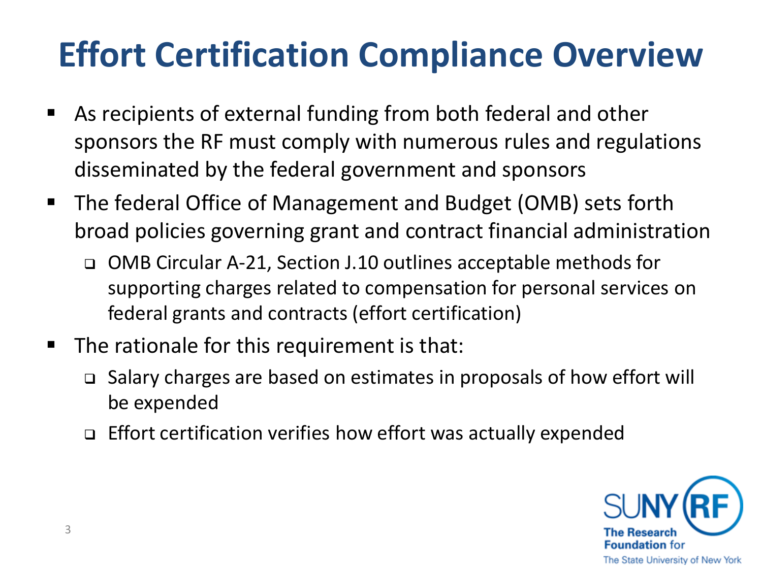# Effort Certification Compliance Overview

- As recipients of external funding from both federal and other sponsors the RF must comply with numerous rules and regulations disseminated by the federal government and sponsors
- The federal Office of Management and Budget (OMB) sets forth broad policies governing grant and contract financial administration
  - OMB Circular A-21, Section J.10 outlines acceptable methods for supporting charges related to compensation for personal services on federal grants and contracts (effort certification)
- The rationale for this requirement is that:
  - Salary charges are based on estimates in proposals of how effort will be expended
  - Effort certification verifies how effort was actually expended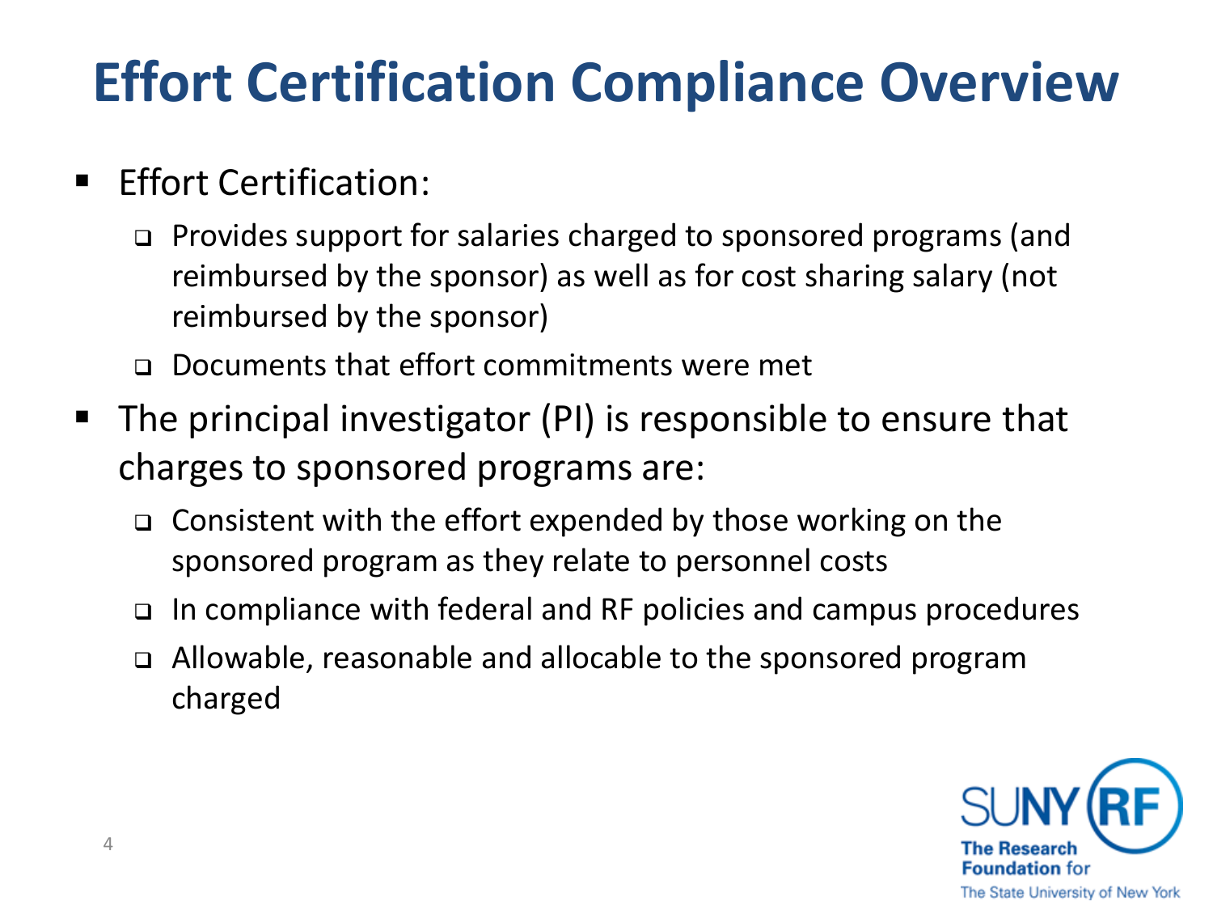# Effort Certification Compliance Overview

- Effort Certification:
  - Provides support for salaries charged to sponsored programs (and reimbursed by the sponsor) as well as for cost sharing salary (not reimbursed by the sponsor)
  - Documents that effort commitments were met
- The principal investigator (PI) is responsible to ensure that charges to sponsored programs are:
  - Consistent with the effort expended by those working on the sponsored program as they relate to personnel costs
  - In compliance with federal and RF policies and campus procedures
  - Allowable, reasonable and allocable to the sponsored program charged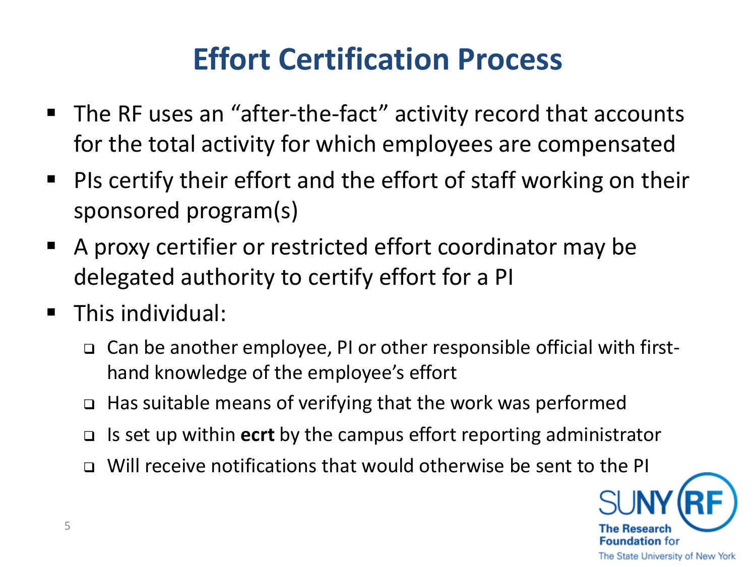# Effort Certification Process

- The RF uses an "after-the-fact" activity record that accounts for the total activity for which employees are compensated
- PIs certify their effort and the effort of staff working on their sponsored program(s)
- A proxy certifier or restricted effort coordinator may be delegated authority to certify effort for a PI
- This individual:
  - Can be another employee, PI or other responsible official with first-hand knowledge of the employee's effort
  - Has suitable means of verifying that the work was performed
  - Is set up within **ecrt** by the campus effort reporting administrator
  - Will receive notifications that would otherwise be sent to the PI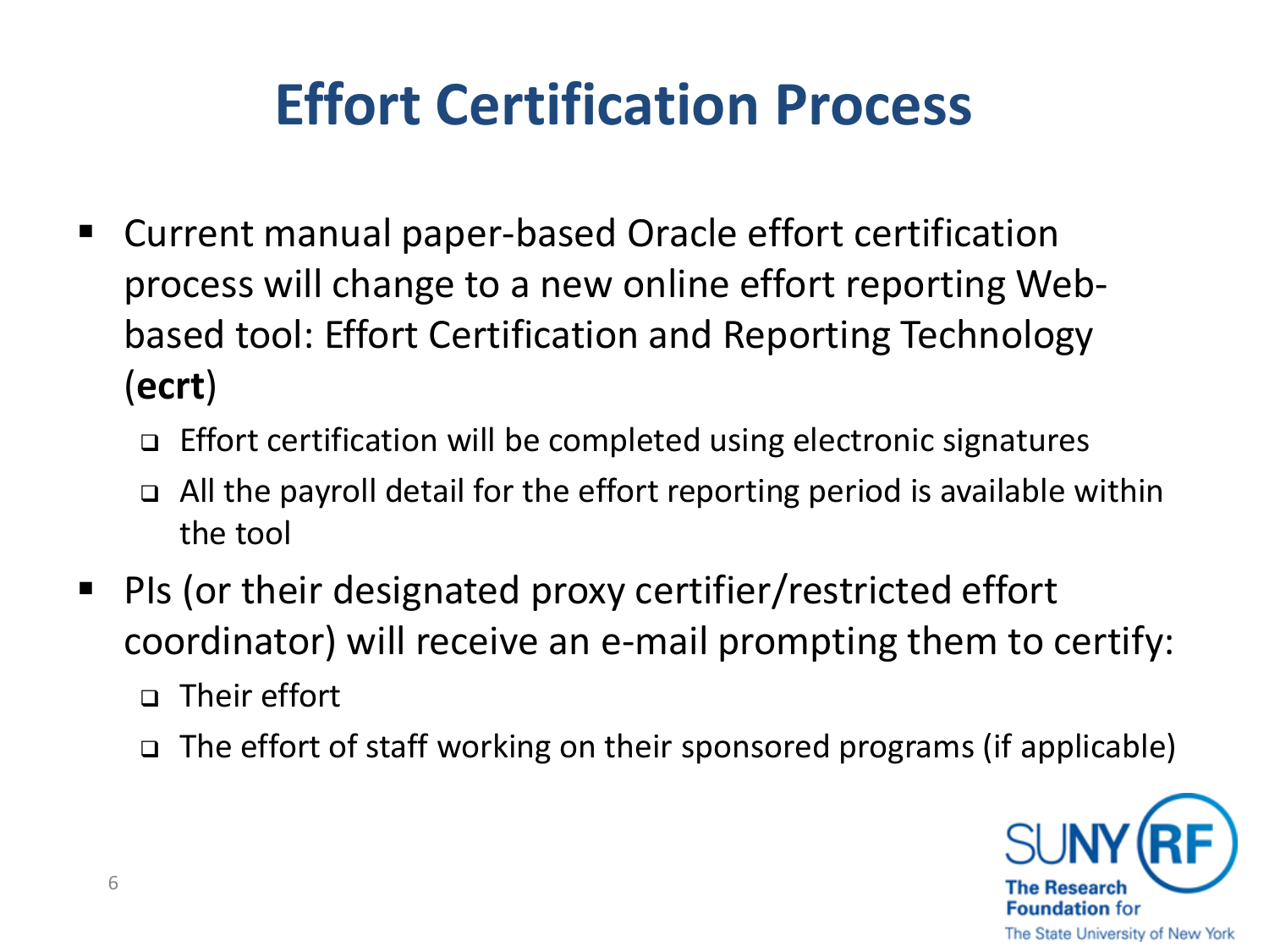# Effort Certification Process

- Current manual paper-based Oracle effort certification process will change to a new online effort reporting Web-based tool: Effort Certification and Reporting Technology (**ecrt**)
  - Effort certification will be completed using electronic signatures
  - All the payroll detail for the effort reporting period is available within the tool
- PIs (or their designated proxy certifier/restricted effort coordinator) will receive an e-mail prompting them to certify:
  - Their effort
  - The effort of staff working on their sponsored programs (if applicable)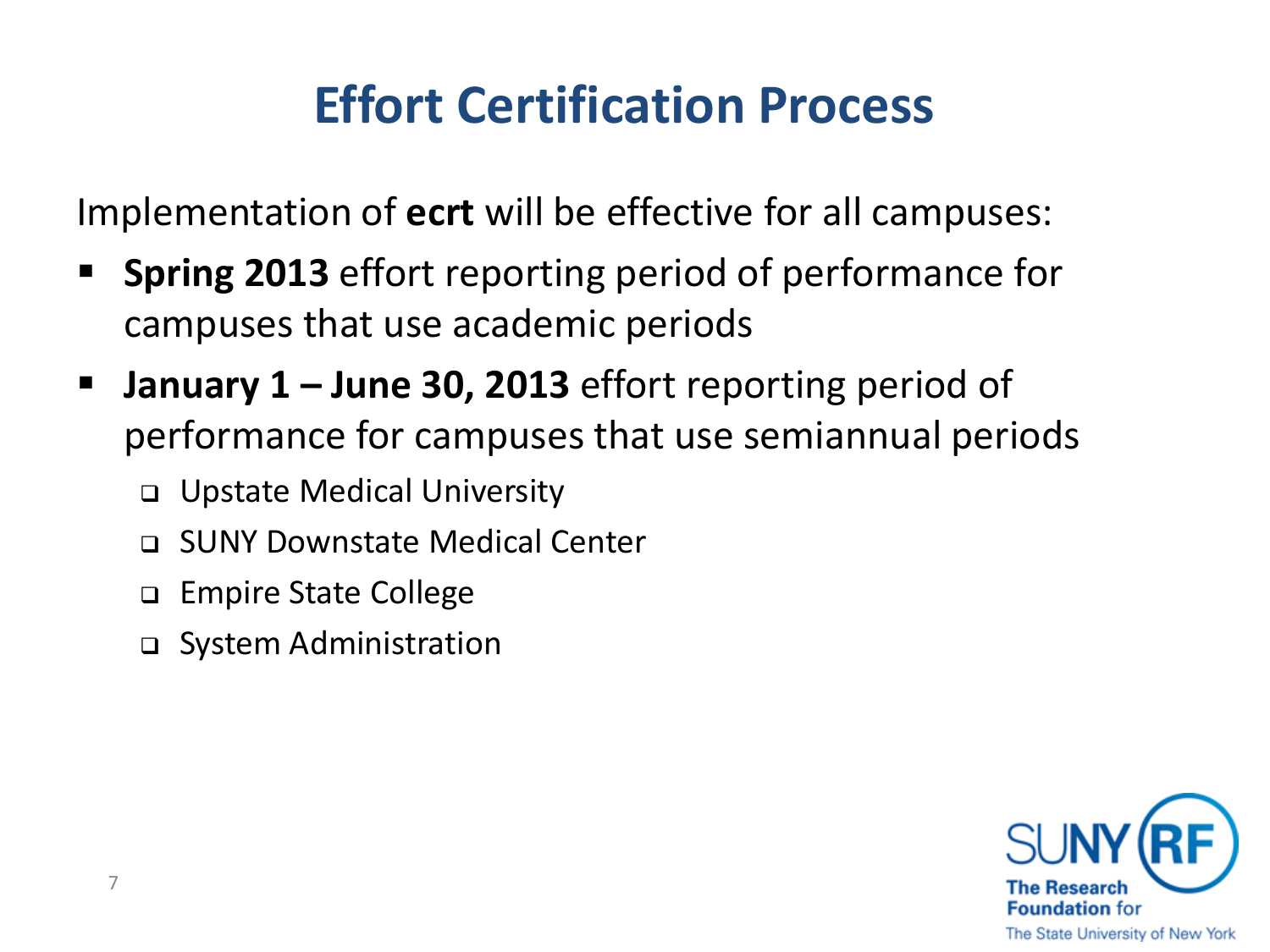# Effort Certification Process

Implementation of **ecrt** will be effective for all campuses:

- **Spring 2013** effort reporting period of performance for campuses that use academic periods
- **January 1 – June 30, 2013** effort reporting period of performance for campuses that use semiannual periods
  - Upstate Medical University
  - SUNY Downstate Medical Center
  - Empire State College
  - System Administration

SUNY RF The Research Foundation for The State University of New York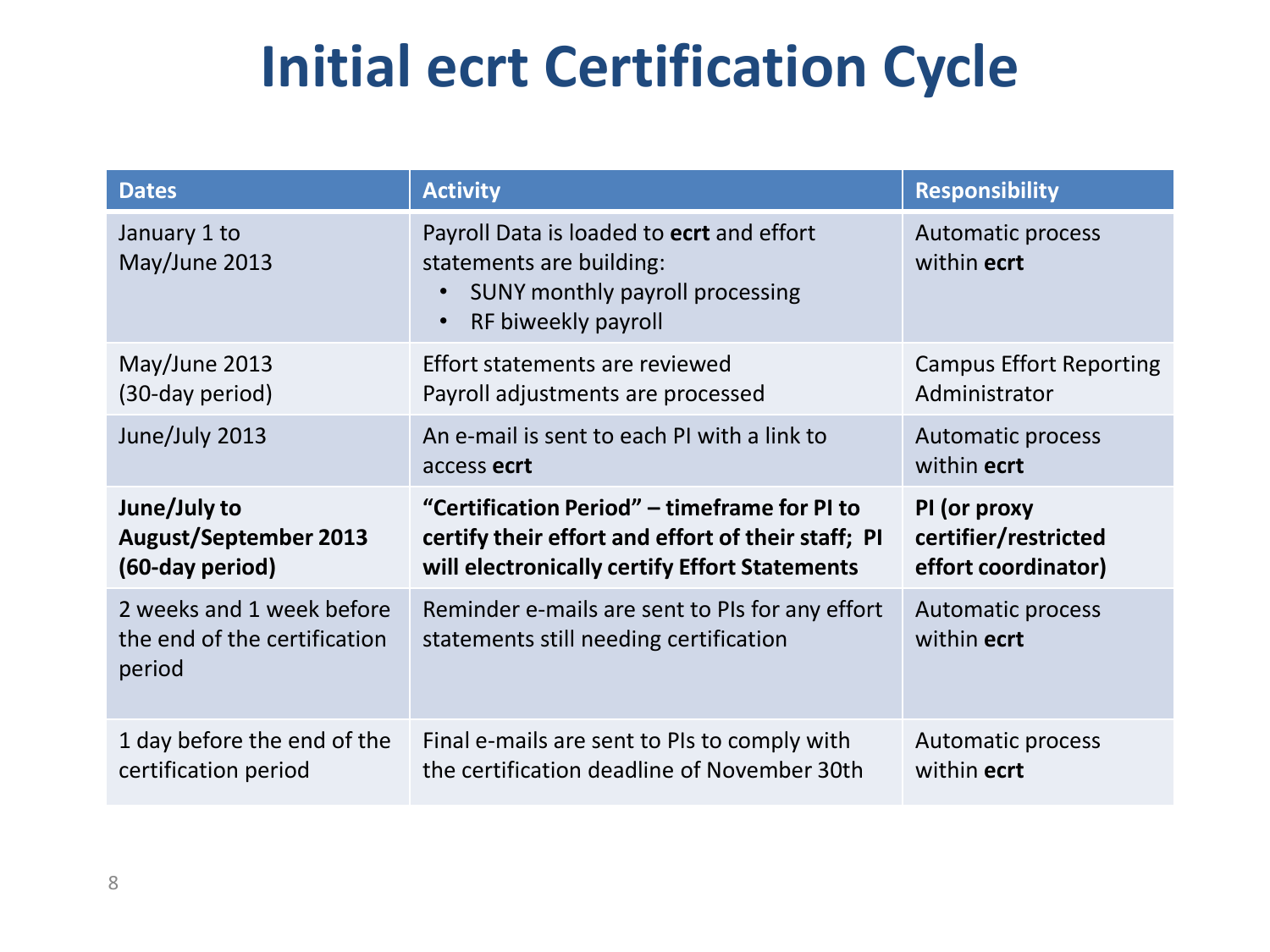# Initial ecrt Certification Cycle

| Dates | Activity | Responsibility |
|---|---|---|
| January 1 to May/June 2013 | Payroll Data is loaded to **ecrt** and effort statements are building:<br>• SUNY monthly payroll processing<br>• RF biweekly payroll | Automatic process within **ecrt** |
| May/June 2013 (30-day period) | Effort statements are reviewed<br>Payroll adjustments are processed | Campus Effort Reporting Administrator |
| June/July 2013 | An e-mail is sent to each PI with a link to access **ecrt** | Automatic process within **ecrt** |
| **June/July to August/September 2013 (60-day period)** | **"Certification Period" – timeframe for PI to certify their effort and effort of their staff; PI will electronically certify Effort Statements** | **PI (or proxy certifier/restricted effort coordinator)** |
| 2 weeks and 1 week before the end of the certification period | Reminder e-mails are sent to PIs for any effort statements still needing certification | Automatic process within **ecrt** |
| 1 day before the end of the certification period | Final e-mails are sent to PIs to comply with the certification deadline of November 30th | Automatic process within **ecrt** |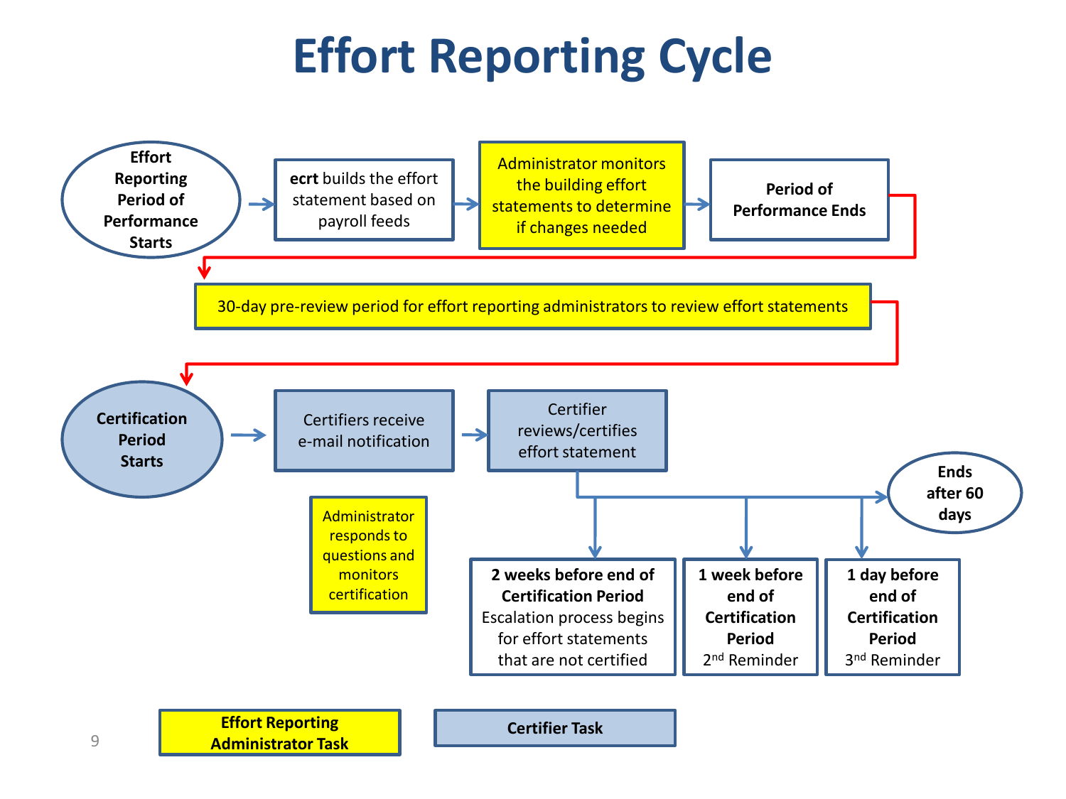# Effort Reporting Cycle

- **Effort Reporting Period of Performance Starts** → **ecrt** builds the effort statement based on payroll feeds → Administrator monitors the building effort statements to determine if changes needed → **Period of Performance Ends**
- 30-day pre-review period for effort reporting administrators to review effort statements
- **Certification Period Starts** → Certifiers receive e-mail notification → Certifier reviews/certifies effort statement → **Ends after 60 days**
  - **2 weeks before end of Certification Period** Escalation process begins for effort statements that are not certified
  - **1 week before end of Certification Period** 2nd Reminder
  - **1 day before end of Certification Period** 3rd Reminder
- Administrator responds to questions and monitors certification

Legend:

- **Effort Reporting Administrator Task**
- **Certifier Task**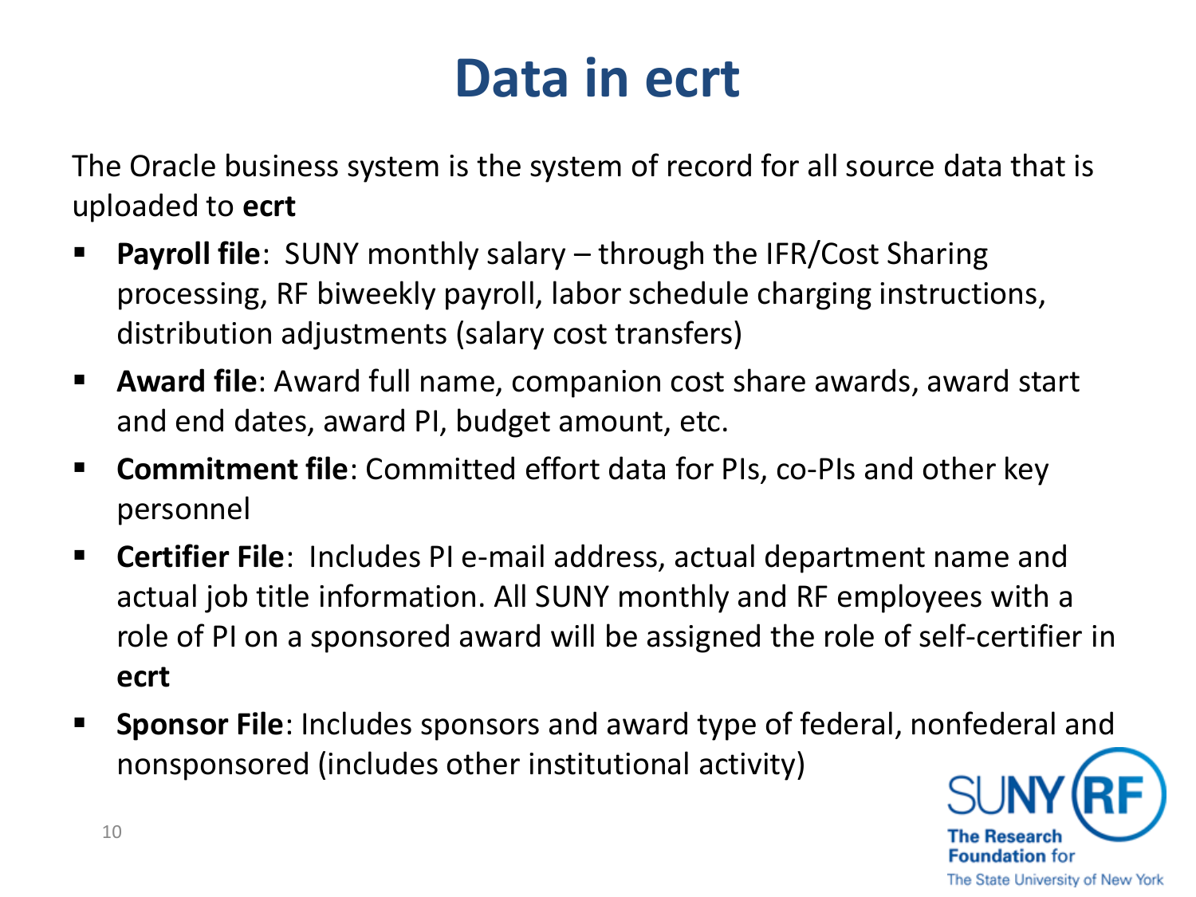# Data in ecrt

The Oracle business system is the system of record for all source data that is uploaded to **ecrt**

- **Payroll file**: SUNY monthly salary – through the IFR/Cost Sharing processing, RF biweekly payroll, labor schedule charging instructions, distribution adjustments (salary cost transfers)
- **Award file**: Award full name, companion cost share awards, award start and end dates, award PI, budget amount, etc.
- **Commitment file**: Committed effort data for PIs, co-PIs and other key personnel
- **Certifier File**: Includes PI e-mail address, actual department name and actual job title information. All SUNY monthly and RF employees with a role of PI on a sponsored award will be assigned the role of self-certifier in **ecrt**
- **Sponsor File**: Includes sponsors and award type of federal, nonfederal and nonsponsored (includes other institutional activity)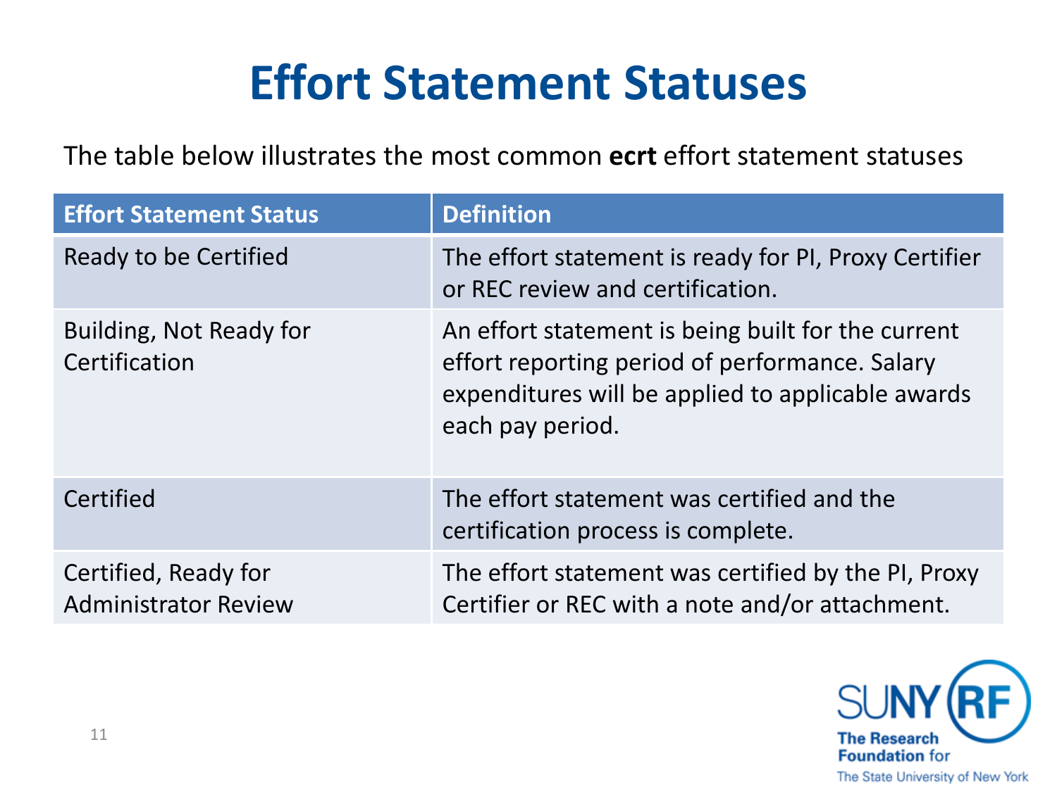# Effort Statement Statuses

The table below illustrates the most common **ecrt** effort statement statuses

| Effort Statement Status | Definition |
|---|---|
| Ready to be Certified | The effort statement is ready for PI, Proxy Certifier or REC review and certification. |
| Building, Not Ready for Certification | An effort statement is being built for the current effort reporting period of performance. Salary expenditures will be applied to applicable awards each pay period. |
| Certified | The effort statement was certified and the certification process is complete. |
| Certified, Ready for Administrator Review | The effort statement was certified by the PI, Proxy Certifier or REC with a note and/or attachment. |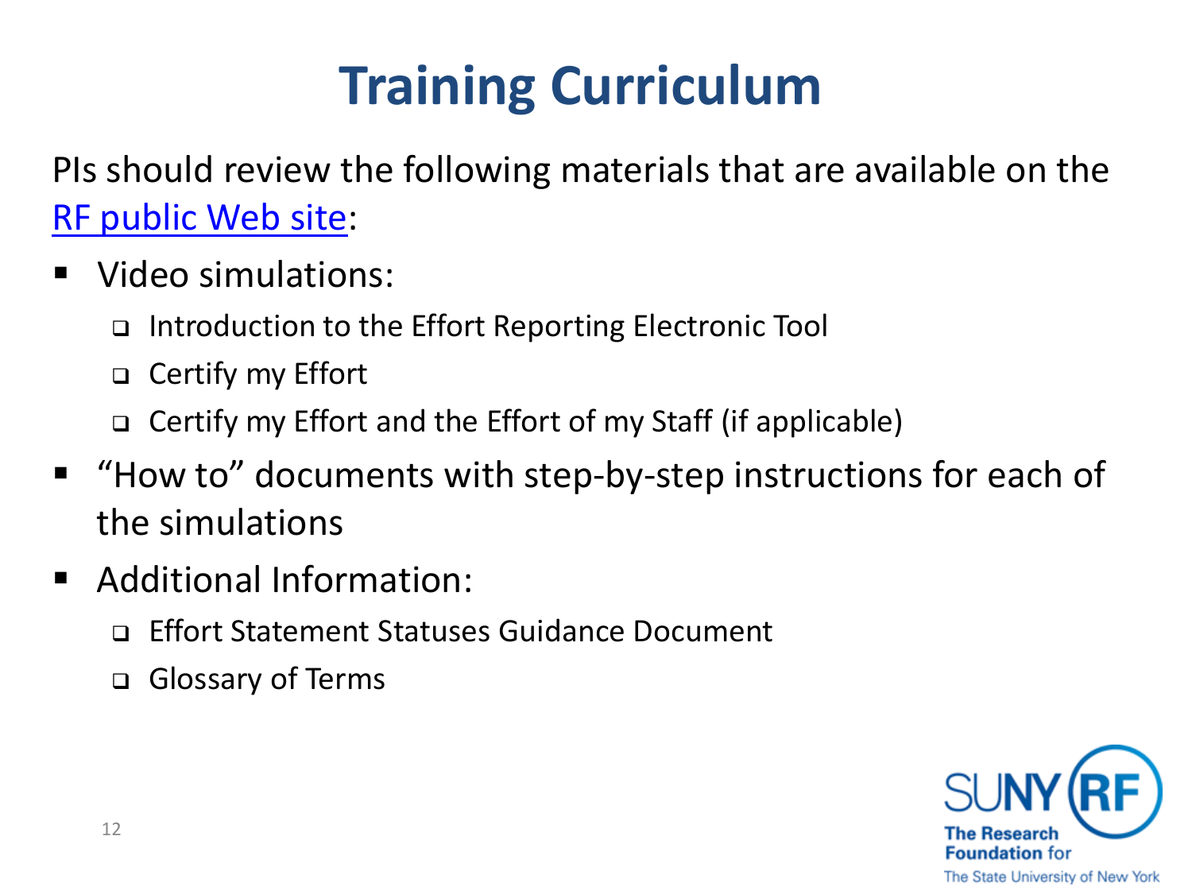# Training Curriculum

PIs should review the following materials that are available on the [RF public Web site]:

- Video simulations:
  - Introduction to the Effort Reporting Electronic Tool
  - Certify my Effort
  - Certify my Effort and the Effort of my Staff (if applicable)
- "How to" documents with step-by-step instructions for each of the simulations
- Additional Information:
  - Effort Statement Statuses Guidance Document
  - Glossary of Terms

SUNY RF
The Research Foundation for The State University of New York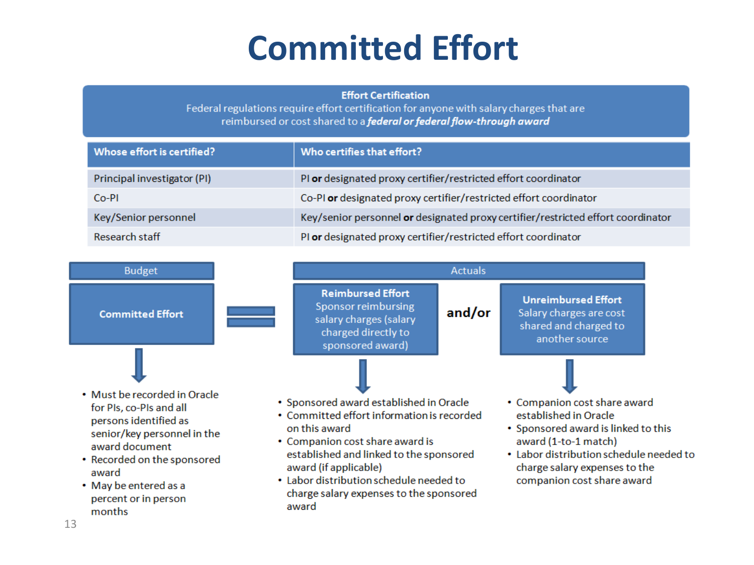# Committed Effort

**Effort Certification**

Federal regulations require effort certification for anyone with salary charges that are reimbursed or cost shared to a ***federal or federal flow-through award***

| Whose effort is certified? | Who certifies that effort? |
|---|---|
| Principal investigator (PI) | PI **or** designated proxy certifier/restricted effort coordinator |
| Co-PI | Co-PI **or** designated proxy certifier/restricted effort coordinator |
| Key/Senior personnel | Key/senior personnel **or** designated proxy certifier/restricted effort coordinator |
| Research staff | PI **or** designated proxy certifier/restricted effort coordinator |

**Budget**

**Committed Effort**

- Must be recorded in Oracle for PIs, co-PIs and all persons identified as senior/key personnel in the award document
- Recorded on the sponsored award
- May be entered as a percent or in person months

=

**Actuals**

**Reimbursed Effort**

Sponsor reimbursing salary charges (salary charged directly to sponsored award)

- Sponsored award established in Oracle
- Committed effort information is recorded on this award
- Companion cost share award is established and linked to the sponsored award (if applicable)
- Labor distribution schedule needed to charge salary expenses to the sponsored award

**and/or**

**Unreimbursed Effort**

Salary charges are cost shared and charged to another source

- Companion cost share award established in Oracle
- Sponsored award is linked to this award (1-to-1 match)
- Labor distribution schedule needed to charge salary expenses to the companion cost share award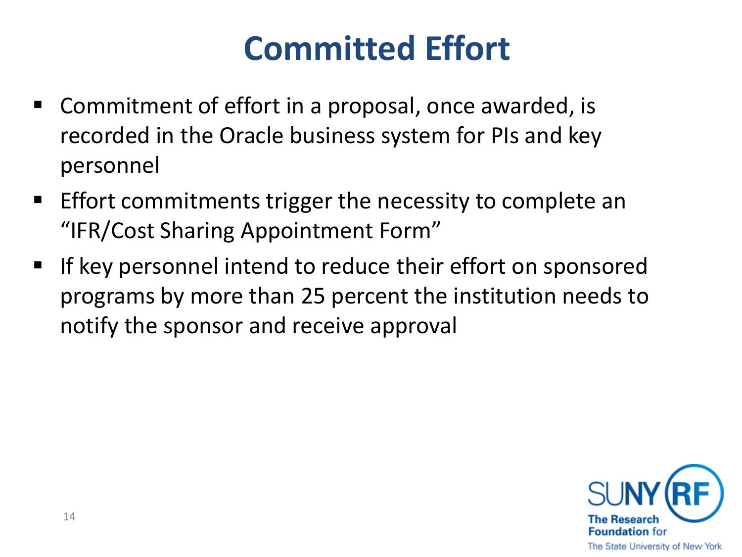# Committed Effort

- Commitment of effort in a proposal, once awarded, is recorded in the Oracle business system for PIs and key personnel
- Effort commitments trigger the necessity to complete an "IFR/Cost Sharing Appointment Form"
- If key personnel intend to reduce their effort on sponsored programs by more than 25 percent the institution needs to notify the sponsor and receive approval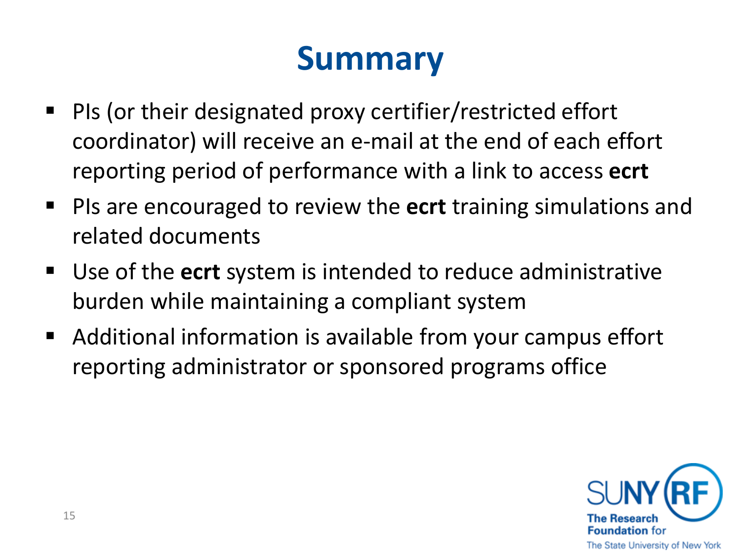# Summary

- PIs (or their designated proxy certifier/restricted effort coordinator) will receive an e-mail at the end of each effort reporting period of performance with a link to access **ecrt**
- PIs are encouraged to review the **ecrt** training simulations and related documents
- Use of the **ecrt** system is intended to reduce administrative burden while maintaining a compliant system
- Additional information is available from your campus effort reporting administrator or sponsored programs office

SUNY RF
The Research Foundation for The State University of New York